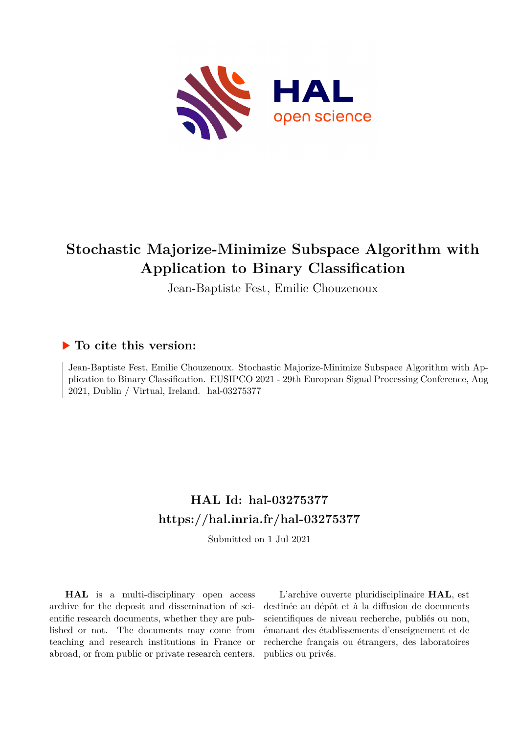# Stochastic Majorize-Minimize Subspace Algorithm with Application to Binary Classification

Jean-Baptiste Fest, Emilie Chouzenoux

## ▶ To cite this version:

Jean-Baptiste Fest, Emilie Chouzenoux. Stochastic Majorize-Minimize Subspace Algorithm with Application to Binary Classification. EUSIPCO 2021 - 29th European Signal Processing Conference, Aug 2021, Dublin / Virtual, Ireland. hal-03275377

## HAL Id: hal-03275377

## https://hal.inria.fr/hal-03275377

Submitted on 1 Jul 2021

**HAL** is a multi-disciplinary open access archive for the deposit and dissemination of scientific research documents, whether they are published or not. The documents may come from teaching and research institutions in France or abroad, or from public or private research centers.

L'archive ouverte pluridisciplinaire **HAL**, est destinée au dépôt et à la diffusion de documents scientifiques de niveau recherche, publiés ou non, émanant des établissements d'enseignement et de recherche français ou étrangers, des laboratoires publics ou privés.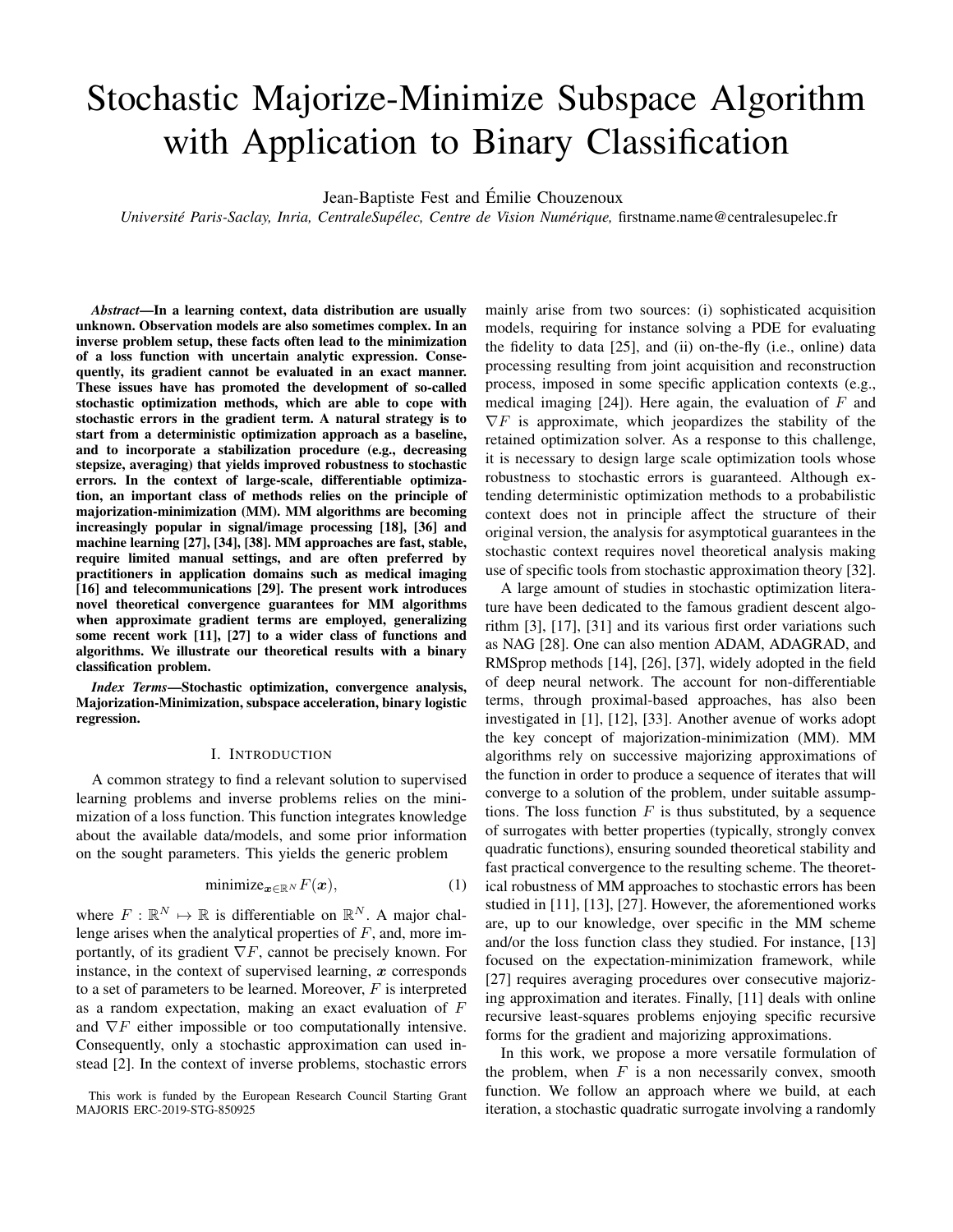# Stochastic Majorize-Minimize Subspace Algorithm with Application to Binary Classification

Jean-Baptiste Fest and Émilie Chouzenoux

*Université Paris-Saclay, Inria, CentraleSupélec, Centre de Vision Numérique,* firstname.name@centralesupelec.fr

***Abstract*—In a learning context, data distribution are usually unknown. Observation models are also sometimes complex. In an inverse problem setup, these facts often lead to the minimization of a loss function with uncertain analytic expression. Consequently, its gradient cannot be evaluated in an exact manner. These issues have has promoted the development of so-called stochastic optimization methods, which are able to cope with stochastic errors in the gradient term. A natural strategy is to start from a deterministic optimization approach as a baseline, and to incorporate a stabilization procedure (e.g., decreasing stepsize, averaging) that yields improved robustness to stochastic errors. In the context of large-scale, differentiable optimization, an important class of methods relies on the principle of majorization-minimization (MM). MM algorithms are becoming increasingly popular in signal/image processing [18], [36] and machine learning [27], [34], [38]. MM approaches are fast, stable, require limited manual settings, and are often preferred by practitioners in application domains such as medical imaging [16] and telecommunications [29]. The present work introduces novel theoretical convergence guarantees for MM algorithms when approximate gradient terms are employed, generalizing some recent work [11], [27] to a wider class of functions and algorithms. We illustrate our theoretical results with a binary classification problem.**

***Index Terms*—Stochastic optimization, convergence analysis, Majorization-Minimization, subspace acceleration, binary logistic regression.**

## I. Introduction

A common strategy to find a relevant solution to supervised learning problems and inverse problems relies on the minimization of a loss function. This function integrates knowledge about the available data/models, and some prior information on the sought parameters. This yields the generic problem

$$\text{minimize}_{\boldsymbol{x}\in\mathbb{R}^N} F(\boldsymbol{x}), \tag{1}$$

where $F : \mathbb{R}^N \mapsto \mathbb{R}$ is differentiable on $\mathbb{R}^N$. A major challenge arises when the analytical properties of $F$, and, more importantly, of its gradient $\nabla F$, cannot be precisely known. For instance, in the context of supervised learning, $\boldsymbol{x}$ corresponds to a set of parameters to be learned. Moreover, $F$ is interpreted as a random expectation, making an exact evaluation of $F$ and $\nabla F$ either impossible or too computationally intensive. Consequently, only a stochastic approximation can used instead [2]. In the context of inverse problems, stochastic errors mainly arise from two sources: (i) sophisticated acquisition models, requiring for instance solving a PDE for evaluating the fidelity to data [25], and (ii) on-the-fly (i.e., online) data processing resulting from joint acquisition and reconstruction process, imposed in some specific application contexts (e.g., medical imaging [24]). Here again, the evaluation of $F$ and $\nabla F$ is approximate, which jeopardizes the stability of the retained optimization solver. As a response to this challenge, it is necessary to design large scale optimization tools whose robustness to stochastic errors is guaranteed. Although extending deterministic optimization methods to a probabilistic context does not in principle affect the structure of their original version, the analysis for asymptotical guarantees in the stochastic context requires novel theoretical analysis making use of specific tools from stochastic approximation theory [32].

A large amount of studies in stochastic optimization literature have been dedicated to the famous gradient descent algorithm [3], [17], [31] and its various first order variations such as NAG [28]. One can also mention ADAM, ADAGRAD, and RMSprop methods [14], [26], [37], widely adopted in the field of deep neural network. The account for non-differentiable terms, through proximal-based approaches, has also been investigated in [1], [12], [33]. Another avenue of works adopt the key concept of majorization-minimization (MM). MM algorithms rely on successive majorizing approximations of the function in order to produce a sequence of iterates that will converge to a solution of the problem, under suitable assumptions. The loss function $F$ is thus substituted, by a sequence of surrogates with better properties (typically, strongly convex quadratic functions), ensuring sounded theoretical stability and fast practical convergence to the resulting scheme. The theoretical robustness of MM approaches to stochastic errors has been studied in [11], [13], [27]. However, the aforementioned works are, up to our knowledge, over specific in the MM scheme and/or the loss function class they studied. For instance, [13] focused on the expectation-minimization framework, while [27] requires averaging procedures over consecutive majorizing approximation and iterates. Finally, [11] deals with online recursive least-squares problems enjoying specific recursive forms for the gradient and majorizing approximations.

In this work, we propose a more versatile formulation of the problem, when $F$ is a non necessarily convex, smooth function. We follow an approach where we build, at each iteration, a stochastic quadratic surrogate involving a randomly

This work is funded by the European Research Council Starting Grant MAJORIS ERC-2019-STG-850925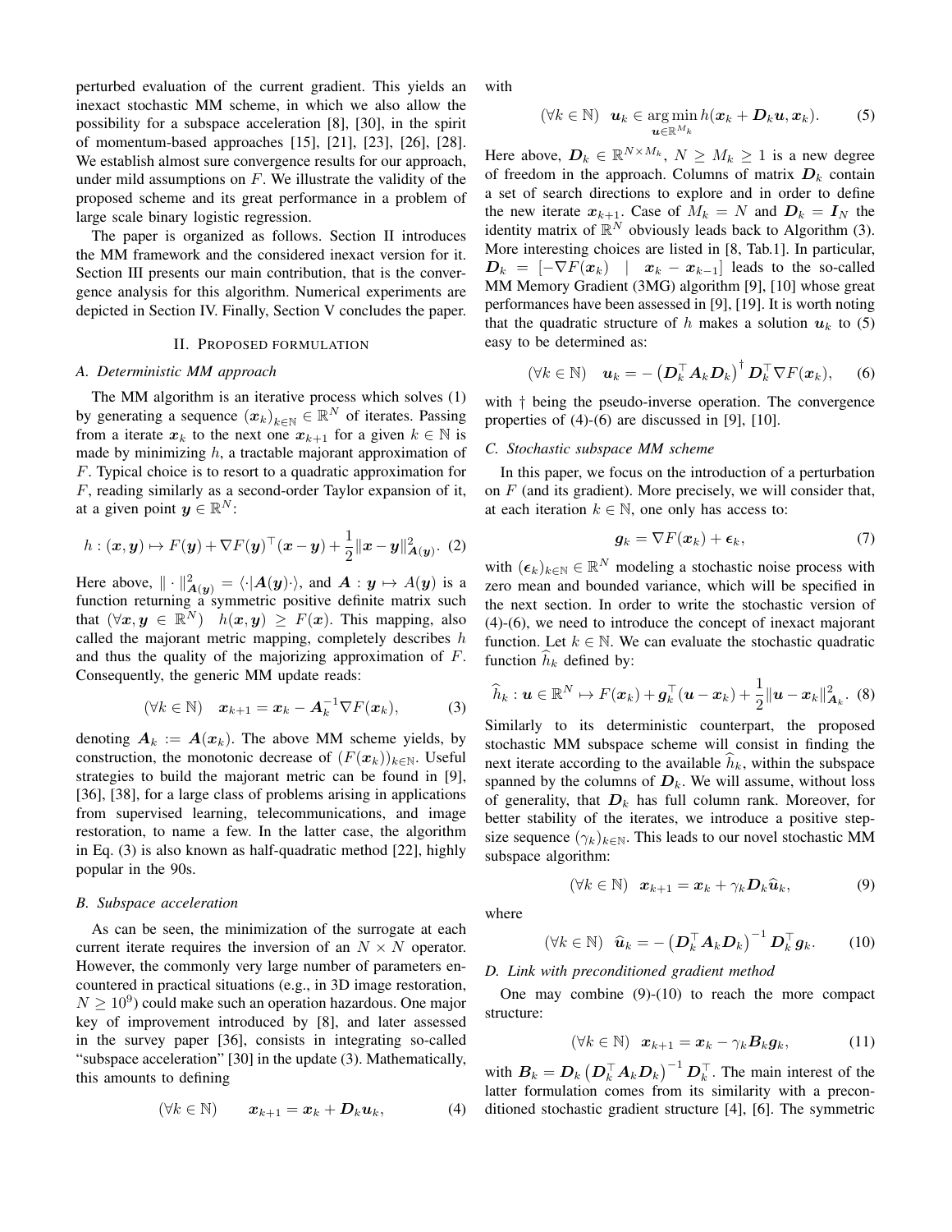perturbed evaluation of the current gradient. This yields an inexact stochastic MM scheme, in which we also allow the possibility for a subspace acceleration [8], [30], in the spirit of momentum-based approaches [15], [21], [23], [26], [28]. We establish almost sure convergence results for our approach, under mild assumptions on $F$. We illustrate the validity of the proposed scheme and its great performance in a problem of large scale binary logistic regression.

The paper is organized as follows. Section II introduces the MM framework and the considered inexact version for it. Section III presents our main contribution, that is the convergence analysis for this algorithm. Numerical experiments are depicted in Section IV. Finally, Section V concludes the paper.

## II. Proposed formulation

### A. Deterministic MM approach

The MM algorithm is an iterative process which solves (1) by generating a sequence $(\boldsymbol{x}_k)_{k\in\mathbb{N}} \in \mathbb{R}^N$ of iterates. Passing from a iterate $\boldsymbol{x}_k$ to the next one $\boldsymbol{x}_{k+1}$ for a given $k \in \mathbb{N}$ is made by minimizing $h$, a tractable majorant approximation of $F$. Typical choice is to resort to a quadratic approximation for $F$, reading similarly as a second-order Taylor expansion of it, at a given point $\boldsymbol{y} \in \mathbb{R}^N$:

$$h : (\boldsymbol{x}, \boldsymbol{y}) \mapsto F(\boldsymbol{y}) + \nabla F(\boldsymbol{y})^\top (\boldsymbol{x} - \boldsymbol{y}) + \frac{1}{2}\|\boldsymbol{x} - \boldsymbol{y}\|^2_{\boldsymbol{A}(\boldsymbol{y})}. \quad (2)$$

Here above, $\|\cdot\|^2_{\boldsymbol{A}(\boldsymbol{y})} = \langle \cdot | \boldsymbol{A}(\boldsymbol{y}) \cdot \rangle$, and $\boldsymbol{A} : \boldsymbol{y} \mapsto A(\boldsymbol{y})$ is a function returning a symmetric positive definite matrix such that $(\forall \boldsymbol{x}, \boldsymbol{y} \in \mathbb{R}^N) \quad h(\boldsymbol{x}, \boldsymbol{y}) \geq F(\boldsymbol{x})$. This mapping, also called the majorant metric mapping, completely describes $h$ and thus the quality of the majorizing approximation of $F$. Consequently, the generic MM update reads:

$$(\forall k \in \mathbb{N}) \quad \boldsymbol{x}_{k+1} = \boldsymbol{x}_k - \boldsymbol{A}_k^{-1} \nabla F(\boldsymbol{x}_k), \quad (3)$$

denoting $\boldsymbol{A}_k := \boldsymbol{A}(\boldsymbol{x}_k)$. The above MM scheme yields, by construction, the monotonic decrease of $(F(\boldsymbol{x}_k))_{k\in\mathbb{N}}$. Useful strategies to build the majorant metric can be found in [9], [36], [38], for a large class of problems arising in applications from supervised learning, telecommunications, and image restoration, to name a few. In the latter case, the algorithm in Eq. (3) is also known as half-quadratic method [22], highly popular in the 90s.

### B. Subspace acceleration

As can be seen, the minimization of the surrogate at each current iterate requires the inversion of an $N \times N$ operator. However, the commonly very large number of parameters encountered in practical situations (e.g., in 3D image restoration, $N \geq 10^9$) could make such an operation hazardous. One major key of improvement introduced by [8], and later assessed in the survey paper [36], consists in integrating so-called "subspace acceleration" [30] in the update (3). Mathematically, this amounts to defining

$$(\forall k \in \mathbb{N}) \qquad \boldsymbol{x}_{k+1} = \boldsymbol{x}_k + \boldsymbol{D}_k \boldsymbol{u}_k, \quad (4)$$

with

$$(\forall k \in \mathbb{N}) \quad \boldsymbol{u}_k \in \underset{\boldsymbol{u} \in \mathbb{R}^{M_k}}{\arg\min}\, h(\boldsymbol{x}_k + \boldsymbol{D}_k \boldsymbol{u}, \boldsymbol{x}_k). \quad (5)$$

Here above, $\boldsymbol{D}_k \in \mathbb{R}^{N \times M_k}$, $N \geq M_k \geq 1$ is a new degree of freedom in the approach. Columns of matrix $\boldsymbol{D}_k$ contain a set of search directions to explore and in order to define the new iterate $\boldsymbol{x}_{k+1}$. Case of $M_k = N$ and $\boldsymbol{D}_k = \boldsymbol{I}_N$ the identity matrix of $\mathbb{R}^N$ obviously leads back to Algorithm (3). More interesting choices are listed in [8, Tab.1]. In particular, $\boldsymbol{D}_k = [-\nabla F(\boldsymbol{x}_k) \ \mid \ \boldsymbol{x}_k - \boldsymbol{x}_{k-1}]$ leads to the so-called MM Memory Gradient (3MG) algorithm [9], [10] whose great performances have been assessed in [9], [19]. It is worth noting that the quadratic structure of $h$ makes a solution $\boldsymbol{u}_k$ to (5) easy to be determined as:

$$(\forall k \in \mathbb{N}) \quad \boldsymbol{u}_k = -\left(\boldsymbol{D}_k^\top \boldsymbol{A}_k \boldsymbol{D}_k\right)^\dagger \boldsymbol{D}_k^\top \nabla F(\boldsymbol{x}_k), \quad (6)$$

with $\dagger$ being the pseudo-inverse operation. The convergence properties of (4)-(6) are discussed in [9], [10].

### C. Stochastic subspace MM scheme

In this paper, we focus on the introduction of a perturbation on $F$ (and its gradient). More precisely, we will consider that, at each iteration $k \in \mathbb{N}$, one only has access to:

$$\boldsymbol{g}_k = \nabla F(\boldsymbol{x}_k) + \boldsymbol{\epsilon}_k, \quad (7)$$

with $(\boldsymbol{\epsilon}_k)_{k\in\mathbb{N}} \in \mathbb{R}^N$ modeling a stochastic noise process with zero mean and bounded variance, which will be specified in the next section. In order to write the stochastic version of (4)-(6), we need to introduce the concept of inexact majorant function. Let $k \in \mathbb{N}$. We can evaluate the stochastic quadratic function $\widehat{h}_k$ defined by:

$$\widehat{h}_k : \boldsymbol{u} \in \mathbb{R}^N \mapsto F(\boldsymbol{x}_k) + \boldsymbol{g}_k^\top (\boldsymbol{u} - \boldsymbol{x}_k) + \frac{1}{2}\|\boldsymbol{u} - \boldsymbol{x}_k\|^2_{\boldsymbol{A}_k}. \quad (8)$$

Similarly to its deterministic counterpart, the proposed stochastic MM subspace scheme will consist in finding the next iterate according to the available $\widehat{h}_k$, within the subspace spanned by the columns of $\boldsymbol{D}_k$. We will assume, without loss of generality, that $\boldsymbol{D}_k$ has full column rank. Moreover, for better stability of the iterates, we introduce a positive step-size sequence $(\gamma_k)_{k\in\mathbb{N}}$. This leads to our novel stochastic MM subspace algorithm:

$$(\forall k \in \mathbb{N}) \quad \boldsymbol{x}_{k+1} = \boldsymbol{x}_k + \gamma_k \boldsymbol{D}_k \widehat{\boldsymbol{u}}_k, \quad (9)$$

where

$$(\forall k \in \mathbb{N}) \quad \widehat{\boldsymbol{u}}_k = -\left(\boldsymbol{D}_k^\top \boldsymbol{A}_k \boldsymbol{D}_k\right)^{-1} \boldsymbol{D}_k^\top \boldsymbol{g}_k. \quad (10)$$

### D. Link with preconditioned gradient method

One may combine (9)-(10) to reach the more compact structure:

$$(\forall k \in \mathbb{N}) \quad \boldsymbol{x}_{k+1} = \boldsymbol{x}_k - \gamma_k \boldsymbol{B}_k \boldsymbol{g}_k, \quad (11)$$

with $\boldsymbol{B}_k = \boldsymbol{D}_k \left(\boldsymbol{D}_k^\top \boldsymbol{A}_k \boldsymbol{D}_k\right)^{-1} \boldsymbol{D}_k^\top$. The main interest of the latter formulation comes from its similarity with a preconditioned stochastic gradient structure [4], [6]. The symmetric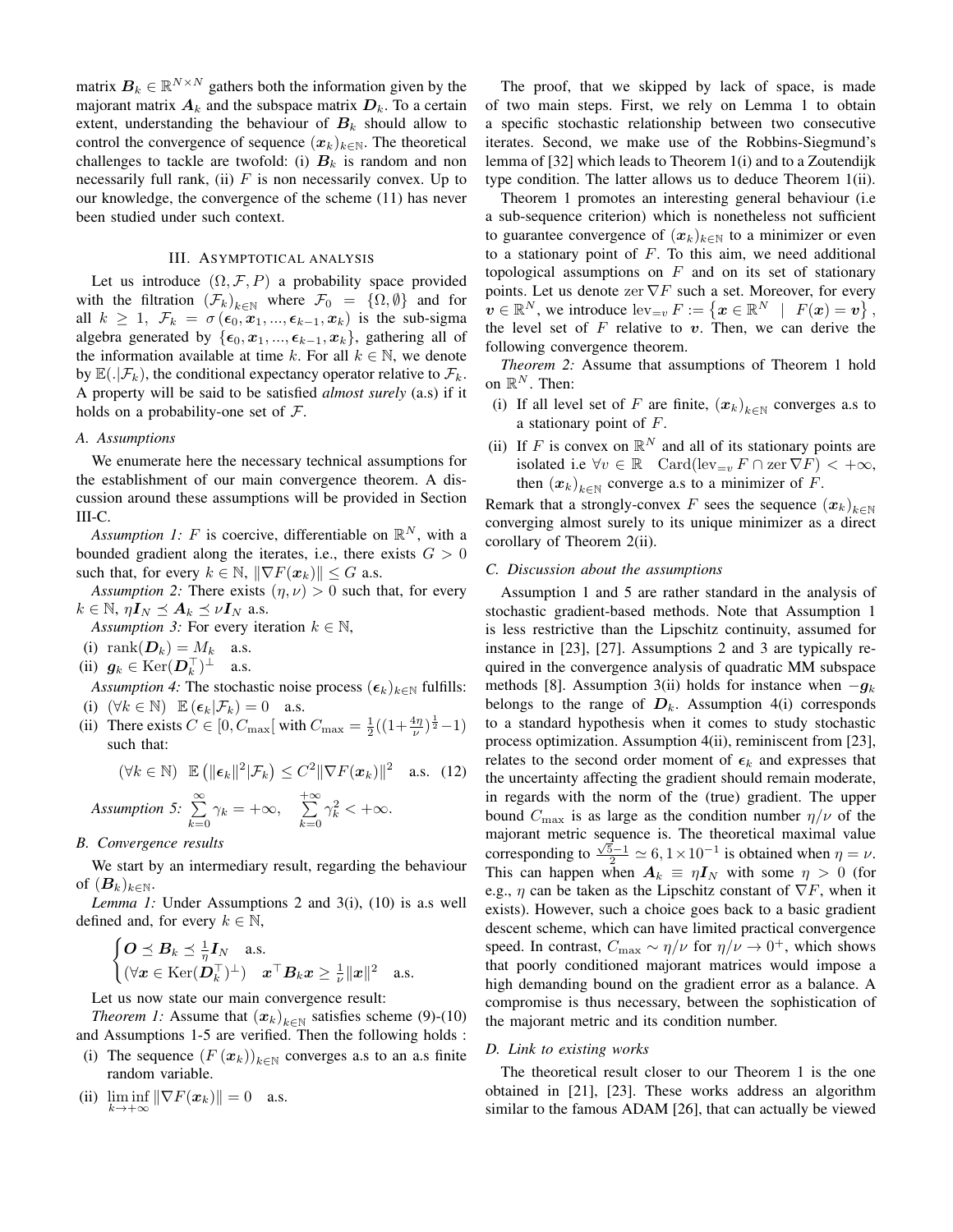matrix $\boldsymbol{B}_k \in \mathbb{R}^{N\times N}$ gathers both the information given by the majorant matrix $\boldsymbol{A}_k$ and the subspace matrix $\boldsymbol{D}_k$. To a certain extent, understanding the behaviour of $\boldsymbol{B}_k$ should allow to control the convergence of sequence $(\boldsymbol{x}_k)_{k\in\mathbb{N}}$. The theoretical challenges to tackle are twofold: (i) $\boldsymbol{B}_k$ is random and non necessarily full rank, (ii) $F$ is non necessarily convex. Up to our knowledge, the convergence of the scheme (11) has never been studied under such context.

## III. Asymptotical analysis

Let us introduce $(\Omega, \mathcal{F}, P)$ a probability space provided with the filtration $(\mathcal{F}_k)_{k\in\mathbb{N}}$ where $\mathcal{F}_0 = \{\Omega, \emptyset\}$ and for all $k \geq 1$, $\mathcal{F}_k = \sigma(\boldsymbol{\epsilon}_0, \boldsymbol{x}_1, ..., \boldsymbol{\epsilon}_{k-1}, \boldsymbol{x}_k)$ is the sub-sigma algebra generated by $\{\boldsymbol{\epsilon}_0, \boldsymbol{x}_1, ..., \boldsymbol{\epsilon}_{k-1}, \boldsymbol{x}_k\}$, gathering all of the information available at time $k$. For all $k \in \mathbb{N}$, we denote by $\mathbb{E}(.|\mathcal{F}_k)$, the conditional expectancy operator relative to $\mathcal{F}_k$. A property will be said to be satisfied *almost surely* (a.s) if it holds on a probability-one set of $\mathcal{F}$.

### A. Assumptions

We enumerate here the necessary technical assumptions for the establishment of our main convergence theorem. A discussion around these assumptions will be provided in Section III-C.

*Assumption 1:* $F$ is coercive, differentiable on $\mathbb{R}^N$, with a bounded gradient along the iterates, i.e., there exists $G > 0$ such that, for every $k \in \mathbb{N}$, $\|\nabla F(\boldsymbol{x}_k)\| \leq G$ a.s.

*Assumption 2:* There exists $(\eta, \nu) > 0$ such that, for every $k \in \mathbb{N}$, $\eta \boldsymbol{I}_N \preceq \boldsymbol{A}_k \preceq \nu \boldsymbol{I}_N$ a.s.

*Assumption 3:* For every iteration $k \in \mathbb{N}$,

(i) $\operatorname{rank}(\boldsymbol{D}_k) = M_k$ a.s.

(ii) $\boldsymbol{g}_k \in \operatorname{Ker}(\boldsymbol{D}_k^\top)^\perp$ a.s.

*Assumption 4:* The stochastic noise process $(\boldsymbol{\epsilon}_k)_{k\in\mathbb{N}}$ fulfills:

(i) $(\forall k \in \mathbb{N})\quad \mathbb{E}(\boldsymbol{\epsilon}_k|\mathcal{F}_k) = 0$ a.s.

(ii) There exists $C \in [0, C_{\max}[$ with $C_{\max} = \frac{1}{2}((1+\frac{4\eta}{\nu})^{\frac{1}{2}}-1)$ such that:

$$(\forall k \in \mathbb{N})\quad \mathbb{E}\left(\|\boldsymbol{\epsilon}_k\|^2|\mathcal{F}_k\right) \leq C^2 \|\nabla F(\boldsymbol{x}_k)\|^2 \quad \text{a.s.} \quad (12)$$

*Assumption 5:* $\sum_{k=0}^{\infty} \gamma_k = +\infty, \quad \sum_{k=0}^{+\infty} \gamma_k^2 < +\infty.$

### B. Convergence results

We start by an intermediary result, regarding the behaviour of $(\boldsymbol{B}_k)_{k\in\mathbb{N}}$.

*Lemma 1:* Under Assumptions 2 and 3(i), (10) is a.s well defined and, for every $k \in \mathbb{N}$,

$$\begin{cases} \boldsymbol{O} \preceq \boldsymbol{B}_k \preceq \frac{1}{\eta} \boldsymbol{I}_N \quad \text{a.s.} \\ (\forall \boldsymbol{x} \in \operatorname{Ker}(\boldsymbol{D}_k^\top)^\perp) \quad \boldsymbol{x}^\top \boldsymbol{B}_k \boldsymbol{x} \geq \frac{1}{\nu}\|\boldsymbol{x}\|^2 \quad \text{a.s.} \end{cases}$$

Let us now state our main convergence result:

*Theorem 1:* Assume that $(\boldsymbol{x}_k)_{k\in\mathbb{N}}$ satisfies scheme (9)-(10) and Assumptions 1-5 are verified. Then the following holds :

(i) The sequence $(F(\boldsymbol{x}_k))_{k\in\mathbb{N}}$ converges a.s to an a.s finite random variable.

(ii) $\liminf_{k\to+\infty} \|\nabla F(\boldsymbol{x}_k)\| = 0$ a.s.

The proof, that we skipped by lack of space, is made of two main steps. First, we rely on Lemma 1 to obtain a specific stochastic relationship between two consecutive iterates. Second, we make use of the Robbins-Siegmund's lemma of [32] which leads to Theorem 1(i) and to a Zoutendijk type condition. The latter allows us to deduce Theorem 1(ii).

Theorem 1 promotes an interesting general behaviour (i.e a sub-sequence criterion) which is nonetheless not sufficient to guarantee convergence of $(\boldsymbol{x}_k)_{k\in\mathbb{N}}$ to a minimizer or even to a stationary point of $F$. To this aim, we need additional topological assumptions on $F$ and on its set of stationary points. Let us denote $\operatorname{zer} \nabla F$ such a set. Moreover, for every $\boldsymbol{v} \in \mathbb{R}^N$, we introduce $\operatorname{lev}_{=v} F := \left\{\boldsymbol{x} \in \mathbb{R}^N \mid F(\boldsymbol{x}) = \boldsymbol{v}\right\}$, the level set of $F$ relative to $\boldsymbol{v}$. Then, we can derive the following convergence theorem.

*Theorem 2:* Assume that assumptions of Theorem 1 hold on $\mathbb{R}^N$. Then:

(i) If all level set of $F$ are finite, $(\boldsymbol{x}_k)_{k\in\mathbb{N}}$ converges a.s to a stationary point of $F$.

(ii) If $F$ is convex on $\mathbb{R}^N$ and all of its stationary points are isolated i.e $\forall v \in \mathbb{R} \quad \operatorname{Card}(\operatorname{lev}_{=v} F \cap \operatorname{zer} \nabla F) < +\infty$, then $(\boldsymbol{x}_k)_{k\in\mathbb{N}}$ converge a.s to a minimizer of $F$.

Remark that a strongly-convex $F$ sees the sequence $(\boldsymbol{x}_k)_{k\in\mathbb{N}}$ converging almost surely to its unique minimizer as a direct corollary of Theorem 2(ii).

### C. Discussion about the assumptions

Assumption 1 and 5 are rather standard in the analysis of stochastic gradient-based methods. Note that Assumption 1 is less restrictive than the Lipschitz continuity, assumed for instance in [23], [27]. Assumptions 2 and 3 are typically required in the convergence analysis of quadratic MM subspace methods [8]. Assumption 3(ii) holds for instance when $-\boldsymbol{g}_k$ belongs to the range of $\boldsymbol{D}_k$. Assumption 4(i) corresponds to a standard hypothesis when it comes to study stochastic process optimization. Assumption 4(ii), reminiscent from [23], relates to the second order moment of $\boldsymbol{\epsilon}_k$ and expresses that the uncertainty affecting the gradient should remain moderate, in regards with the norm of the (true) gradient. The upper bound $C_{\max}$ is as large as the condition number $\eta/\nu$ of the majorant metric sequence is. The theoretical maximal value corresponding to $\frac{\sqrt{5}-1}{2} \simeq 6,1\times10^{-1}$ is obtained when $\eta = \nu$. This can happen when $\boldsymbol{A}_k \equiv \eta \boldsymbol{I}_N$ with some $\eta > 0$ (for e.g., $\eta$ can be taken as the Lipschitz constant of $\nabla F$, when it exists). However, such a choice goes back to a basic gradient descent scheme, which can have limited practical convergence speed. In contrast, $C_{\max} \sim \eta/\nu$ for $\eta/\nu \to 0^+$, which shows that poorly conditioned majorant matrices would impose a high demanding bound on the gradient error as a balance. A compromise is thus necessary, between the sophistication of the majorant metric and its condition number.

### D. Link to existing works

The theoretical result closer to our Theorem 1 is the one obtained in [21], [23]. These works address an algorithm similar to the famous ADAM [26], that can actually be viewed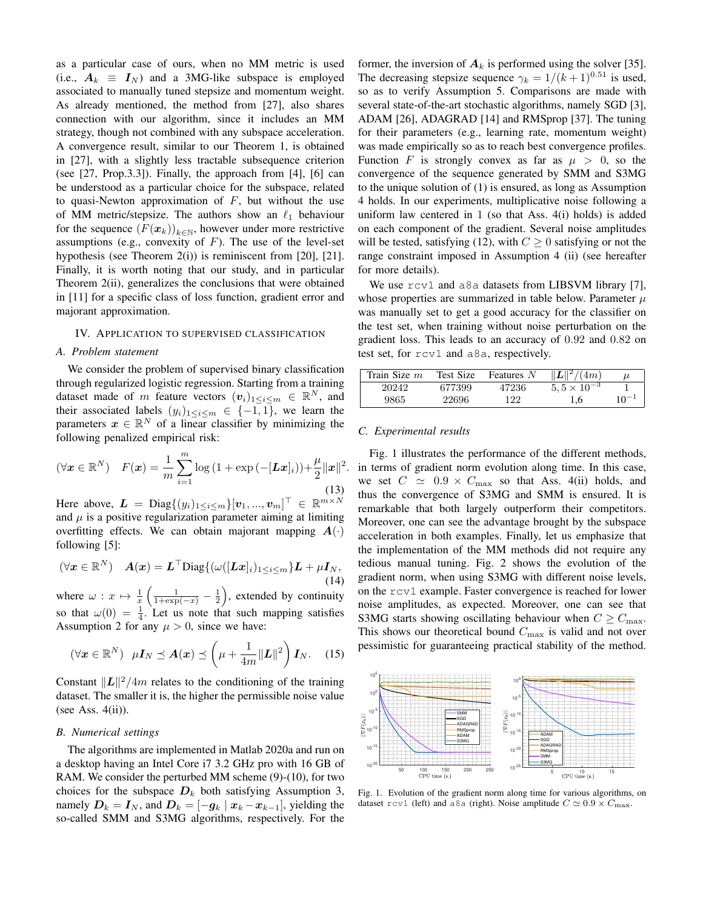as a particular case of ours, when no MM metric is used (i.e., $\boldsymbol{A}_k \equiv \boldsymbol{I}_N$) and a 3MG-like subspace is employed associated to manually tuned stepsize and momentum weight. As already mentioned, the method from [27], also shares connection with our algorithm, since it includes an MM strategy, though not combined with any subspace acceleration. A convergence result, similar to our Theorem 1, is obtained in [27], with a slightly less tractable subsequence criterion (see [27, Prop.3.3]). Finally, the approach from [4], [6] can be understood as a particular choice for the subspace, related to quasi-Newton approximation of $F$, but without the use of MM metric/stepsize. The authors show an $\ell_1$ behaviour for the sequence $(F(\boldsymbol{x}_k))_{k\in\mathbb{N}}$, however under more restrictive assumptions (e.g., convexity of $F$). The use of the level-set hypothesis (see Theorem 2(i)) is reminiscent from [20], [21]. Finally, it is worth noting that our study, and in particular Theorem 2(ii), generalizes the conclusions that were obtained in [11] for a specific class of loss function, gradient error and majorant approximation.

## IV. Application to supervised classification

### A. Problem statement

We consider the problem of supervised binary classification through regularized logistic regression. Starting from a training dataset made of $m$ feature vectors $(\boldsymbol{v}_i)_{1\leq i\leq m} \in \mathbb{R}^N$, and their associated labels $(y_i)_{1\leq i\leq m} \in \{-1, 1\}$, we learn the parameters $\boldsymbol{x} \in \mathbb{R}^N$ of a linear classifier by minimizing the following penalized empirical risk:

$$(\forall \boldsymbol{x} \in \mathbb{R}^N) \quad F(\boldsymbol{x}) = \frac{1}{m}\sum_{i=1}^{m} \log\left(1+\exp\left(-[\boldsymbol{L}\boldsymbol{x}]_i\right)\right) + \frac{\mu}{2}\|\boldsymbol{x}\|^2. \tag{13}$$

Here above, $\boldsymbol{L} = \mathrm{Diag}\{(y_i)_{1\leq i\leq m}\}[\boldsymbol{v}_1, ..., \boldsymbol{v}_m]^\top \in \mathbb{R}^{m\times N}$ and $\mu$ is a positive regularization parameter aiming at limiting overfitting effects. We can obtain majorant mapping $\boldsymbol{A}(\cdot)$ following [5]:

$$(\forall \boldsymbol{x} \in \mathbb{R}^N) \quad \boldsymbol{A}(\boldsymbol{x}) = \boldsymbol{L}^\top \mathrm{Diag}\{(\omega([\boldsymbol{L}\boldsymbol{x}]_i)_{1\leq i\leq m}\}\boldsymbol{L} + \mu \boldsymbol{I}_N, \tag{14}$$

where $\omega : x \mapsto \frac{1}{x}\left(\frac{1}{1+\exp(-x)} - \frac{1}{2}\right)$, extended by continuity so that $\omega(0) = \frac{1}{4}$. Let us note that such mapping satisfies Assumption 2 for any $\mu > 0$, since we have:

$$(\forall \boldsymbol{x} \in \mathbb{R}^N) \;\; \mu \boldsymbol{I}_N \preceq \boldsymbol{A}(\boldsymbol{x}) \preceq \left(\mu + \frac{1}{4m}\|\boldsymbol{L}\|^2\right)\boldsymbol{I}_N. \tag{15}$$

Constant $\|\boldsymbol{L}\|^2/4m$ relates to the conditioning of the training dataset. The smaller it is, the higher the permissible noise value (see Ass. 4(ii)).

### B. Numerical settings

The algorithms are implemented in Matlab 2020a and run on a desktop having an Intel Core i7 3.2 GHz pro with 16 GB of RAM. We consider the perturbed MM scheme (9)-(10), for two choices for the subspace $\boldsymbol{D}_k$ both satisfying Assumption 3, namely $\boldsymbol{D}_k = \boldsymbol{I}_N$, and $\boldsymbol{D}_k = [-\boldsymbol{g}_k \mid \boldsymbol{x}_k - \boldsymbol{x}_{k-1}]$, yielding the so-called SMM and S3MG algorithms, respectively. For the former, the inversion of $\boldsymbol{A}_k$ is performed using the solver [35]. The decreasing stepsize sequence $\gamma_k = 1/(k+1)^{0.51}$ is used, so as to verify Assumption 5. Comparisons are made with several state-of-the-art stochastic algorithms, namely SGD [3], ADAM [26], ADAGRAD [14] and RMSprop [37]. The tuning for their parameters (e.g., learning rate, momentum weight) was made empirically so as to reach best convergence profiles. Function $F$ is strongly convex as far as $\mu > 0$, so the convergence of the sequence generated by SMM and S3MG to the unique solution of (1) is ensured, as long as Assumption 4 holds. In our experiments, multiplicative noise following a uniform law centered in 1 (so that Ass. 4(i) holds) is added on each component of the gradient. Several noise amplitudes will be tested, satisfying (12), with $C \geq 0$ satisfying or not the range constraint imposed in Assumption 4 (ii) (see hereafter for more details).

We use `rcv1` and `a8a` datasets from LIBSVM library [7], whose properties are summarized in table below. Parameter $\mu$ was manually set to get a good accuracy for the classifier on the test set, when training without noise perturbation on the gradient loss. This leads to an accuracy of 0.92 and 0.82 on test set, for `rcv1` and `a8a`, respectively.

| Train Size $m$ | Test Size | Features $N$ | $\|\boldsymbol{L}\|^2/(4m)$ | $\mu$ |
|---|---|---|---|---|
| 20242 | 677399 | 47236 | $5,5\times 10^{-3}$ | 1 |
| 9865 | 22696 | 122 | 1,6 | $10^{-1}$ |

### C. Experimental results

Fig. 1 illustrates the performance of the different methods, in terms of gradient norm evolution along time. In this case, we set $C \simeq 0.9 \times C_{\max}$ so that Ass. 4(ii) holds, and thus the convergence of S3MG and SMM is ensured. It is remarkable that both largely outperform their competitors. Moreover, one can see the advantage brought by the subspace acceleration in both examples. Finally, let us emphasize that the implementation of the MM methods did not require any tedious manual tuning. Fig. 2 shows the evolution of the gradient norm, when using S3MG with different noise levels, on the `rcv1` example. Faster convergence is reached for lower noise amplitudes, as expected. Moreover, one can see that S3MG starts showing oscillating behaviour when $C \geq C_{\max}$. This shows our theoretical bound $C_{\max}$ is valid and not over pessimistic for guaranteeing practical stability of the method.

Fig. 1. Evolution of the gradient norm along time for various algorithms, on dataset `rcv1` (left) and `a8a` (right). Noise amplitude $C \simeq 0.9 \times C_{\max}$.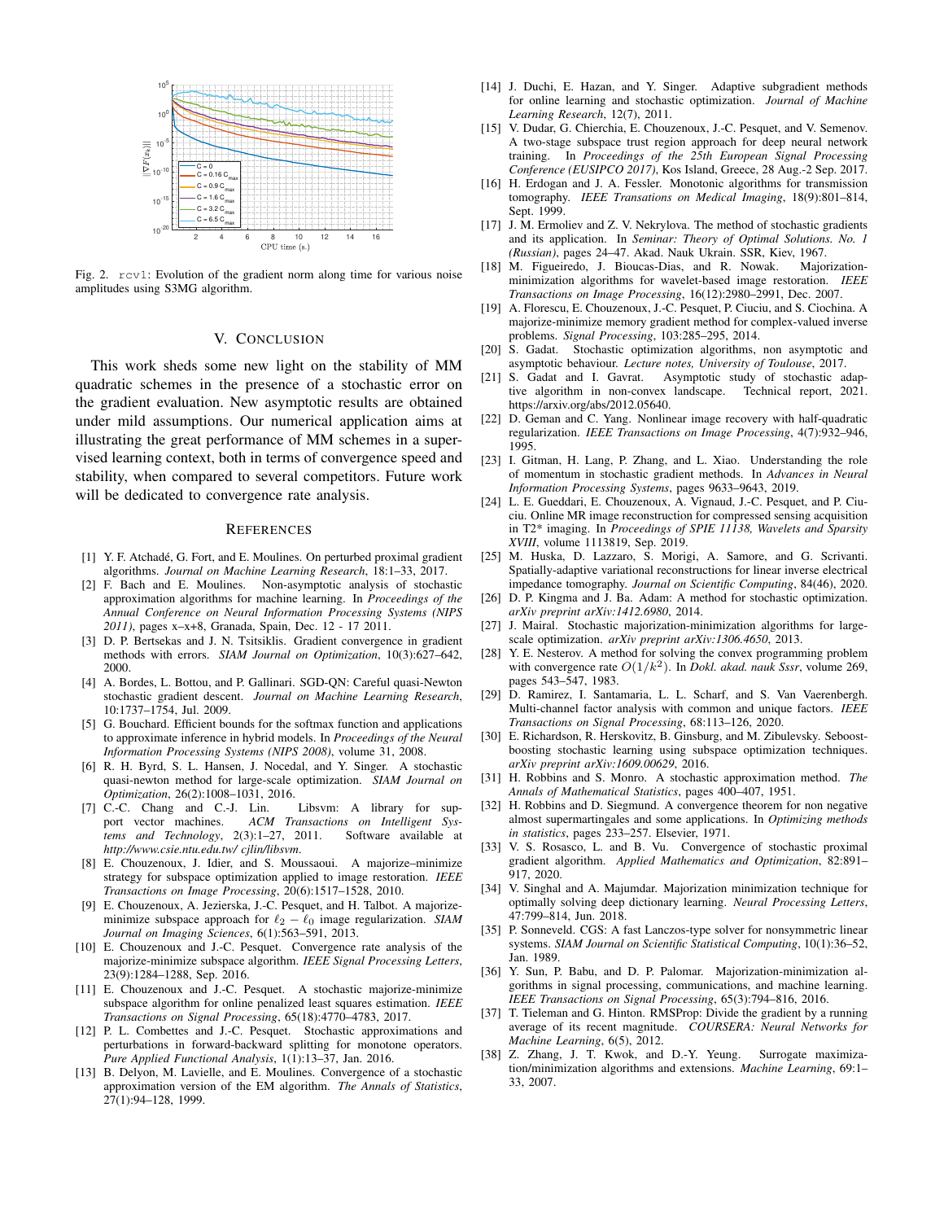$10^5$
$10^0$
$10^{-5}$
$10^{-10}$
$10^{-15}$
$10^{-20}$
$\|\nabla F(x_k)\|$
2 4 6 8 10 12 14 16
CPU time (s.)
C = 0
C = 0.16 $C_{max}$
C = 0.9 $C_{max}$
C = 1.6 $C_{max}$
C = 3.2 $C_{max}$
C = 6.5 $C_{max}$

Fig. 2. rcv1: Evolution of the gradient norm along time for various noise amplitudes using S3MG algorithm.

## V. Conclusion

This work sheds some new light on the stability of MM quadratic schemes in the presence of a stochastic error on the gradient evaluation. New asymptotic results are obtained under mild assumptions. Our numerical application aims at illustrating the great performance of MM schemes in a supervised learning context, both in terms of convergence speed and stability, when compared to several competitors. Future work will be dedicated to convergence rate analysis.

## References

[1] Y. F. Atchadé, G. Fort, and E. Moulines. On perturbed proximal gradient algorithms. *Journal on Machine Learning Research*, 18:1–33, 2017.

[2] F. Bach and E. Moulines. Non-asymptotic analysis of stochastic approximation algorithms for machine learning. In *Proceedings of the Annual Conference on Neural Information Processing Systems (NIPS 2011)*, pages x–x+8, Granada, Spain, Dec. 12 - 17 2011.

[3] D. P. Bertsekas and J. N. Tsitsiklis. Gradient convergence in gradient methods with errors. *SIAM Journal on Optimization*, 10(3):627–642, 2000.

[4] A. Bordes, L. Bottou, and P. Gallinari. SGD-QN: Careful quasi-Newton stochastic gradient descent. *Journal on Machine Learning Research*, 10:1737–1754, Jul. 2009.

[5] G. Bouchard. Efficient bounds for the softmax function and applications to approximate inference in hybrid models. In *Proceedings of the Neural Information Processing Systems (NIPS 2008)*, volume 31, 2008.

[6] R. H. Byrd, S. L. Hansen, J. Nocedal, and Y. Singer. A stochastic quasi-newton method for large-scale optimization. *SIAM Journal on Optimization*, 26(2):1008–1031, 2016.

[7] C.-C. Chang and C.-J. Lin. Libsvm: A library for support vector machines. *ACM Transactions on Intelligent Systems and Technology*, 2(3):1–27, 2011. Software available at *http://www.csie.ntu.edu.tw/ cjlin/libsvm*.

[8] E. Chouzenoux, J. Idier, and S. Moussaoui. A majorize–minimize strategy for subspace optimization applied to image restoration. *IEEE Transactions on Image Processing*, 20(6):1517–1528, 2010.

[9] E. Chouzenoux, A. Jezierska, J.-C. Pesquet, and H. Talbot. A majorize-minimize subspace approach for $\ell_2 - \ell_0$ image regularization. *SIAM Journal on Imaging Sciences*, 6(1):563–591, 2013.

[10] E. Chouzenoux and J.-C. Pesquet. Convergence rate analysis of the majorize-minimize subspace algorithm. *IEEE Signal Processing Letters*, 23(9):1284–1288, Sep. 2016.

[11] E. Chouzenoux and J.-C. Pesquet. A stochastic majorize-minimize subspace algorithm for online penalized least squares estimation. *IEEE Transactions on Signal Processing*, 65(18):4770–4783, 2017.

[12] P. L. Combettes and J.-C. Pesquet. Stochastic approximations and perturbations in forward-backward splitting for monotone operators. *Pure Applied Functional Analysis*, 1(1):13–37, Jan. 2016.

[13] B. Delyon, M. Lavielle, and E. Moulines. Convergence of a stochastic approximation version of the EM algorithm. *The Annals of Statistics*, 27(1):94–128, 1999.

[14] J. Duchi, E. Hazan, and Y. Singer. Adaptive subgradient methods for online learning and stochastic optimization. *Journal of Machine Learning Research*, 12(7), 2011.

[15] V. Dudar, G. Chierchia, E. Chouzenoux, J.-C. Pesquet, and V. Semenov. A two-stage subspace trust region approach for deep neural network training. In *Proceedings of the 25th European Signal Processing Conference (EUSIPCO 2017)*, Kos Island, Greece, 28 Aug.-2 Sep. 2017.

[16] H. Erdogan and J. A. Fessler. Monotonic algorithms for transmission tomography. *IEEE Transactions on Medical Imaging*, 18(9):801–814, Sept. 1999.

[17] J. M. Ermoliev and Z. V. Nekrylova. The method of stochastic gradients and its application. In *Seminar: Theory of Optimal Solutions. No. 1 (Russian)*, pages 24–47. Akad. Nauk Ukrain. SSR, Kiev, 1967.

[18] M. Figueiredo, J. Bioucas-Dias, and R. Nowak. Majorization-minimization algorithms for wavelet-based image restoration. *IEEE Transactions on Image Processing*, 16(12):2980–2991, Dec. 2007.

[19] A. Florescu, E. Chouzenoux, J.-C. Pesquet, P. Ciuciu, and S. Ciochina. A majorize-minimize memory gradient method for complex-valued inverse problems. *Signal Processing*, 103:285–295, 2014.

[20] S. Gadat. Stochastic optimization algorithms, non asymptotic and asymptotic behaviour. *Lecture notes, University of Toulouse*, 2017.

[21] S. Gadat and I. Gavrat. Asymptotic study of stochastic adaptive algorithm in non-convex landscape. Technical report, 2021. https://arxiv.org/abs/2012.05640.

[22] D. Geman and C. Yang. Nonlinear image recovery with half-quadratic regularization. *IEEE Transactions on Image Processing*, 4(7):932–946, 1995.

[23] I. Gitman, H. Lang, P. Zhang, and L. Xiao. Understanding the role of momentum in stochastic gradient methods. In *Advances in Neural Information Processing Systems*, pages 9633–9643, 2019.

[24] L. E. Gueddari, E. Chouzenoux, A. Vignaud, J.-C. Pesquet, and P. Ciuciu. Online MR image reconstruction for compressed sensing acquisition in T2* imaging. In *Proceedings of SPIE 11138, Wavelets and Sparsity XVIII*, volume 1113819, Sep. 2019.

[25] M. Huska, D. Lazzaro, S. Morigi, A. Samore, and G. Scrivanti. Spatially-adaptive variational reconstructions for linear inverse electrical impedance tomography. *Journal on Scientific Computing*, 84(46), 2020.

[26] D. P. Kingma and J. Ba. Adam: A method for stochastic optimization. *arXiv preprint arXiv:1412.6980*, 2014.

[27] J. Mairal. Stochastic majorization-minimization algorithms for large-scale optimization. *arXiv preprint arXiv:1306.4650*, 2013.

[28] Y. E. Nesterov. A method for solving the convex programming problem with convergence rate $O(1/k^2)$. In *Dokl. akad. nauk Sssr*, volume 269, pages 543–547, 1983.

[29] D. Ramirez, I. Santamaria, L. L. Scharf, and S. Van Vaerenbergh. Multi-channel factor analysis with common and unique factors. *IEEE Transactions on Signal Processing*, 68:113–126, 2020.

[30] E. Richardson, R. Herskovitz, B. Ginsburg, and M. Zibulevsky. Seboost-boosting stochastic learning using subspace optimization techniques. *arXiv preprint arXiv:1609.00629*, 2016.

[31] H. Robbins and S. Monro. A stochastic approximation method. *The Annals of Mathematical Statistics*, pages 400–407, 1951.

[32] H. Robbins and D. Siegmund. A convergence theorem for non negative almost supermartingales and some applications. In *Optimizing methods in statistics*, pages 233–257. Elsevier, 1971.

[33] V. S. Rosasco, L. and B. Vu. Convergence of stochastic proximal gradient algorithm. *Applied Mathematics and Optimization*, 82:891–917, 2020.

[34] V. Singhal and A. Majumdar. Majorization minimization technique for optimally solving deep dictionary learning. *Neural Processing Letters*, 47:799–814, Jun. 2018.

[35] P. Sonneveld. CGS: A fast Lanczos-type solver for nonsymmetric linear systems. *SIAM Journal on Scientific Statistical Computing*, 10(1):36–52, Jan. 1989.

[36] Y. Sun, P. Babu, and D. P. Palomar. Majorization-minimization algorithms in signal processing, communications, and machine learning. *IEEE Transactions on Signal Processing*, 65(3):794–816, 2016.

[37] T. Tieleman and G. Hinton. RMSProp: Divide the gradient by a running average of its recent magnitude. *COURSERA: Neural Networks for Machine Learning*, 6(5), 2012.

[38] Z. Zhang, J. T. Kwok, and D.-Y. Yeung. Surrogate maximization/minimization algorithms and extensions. *Machine Learning*, 69:1–33, 2007.